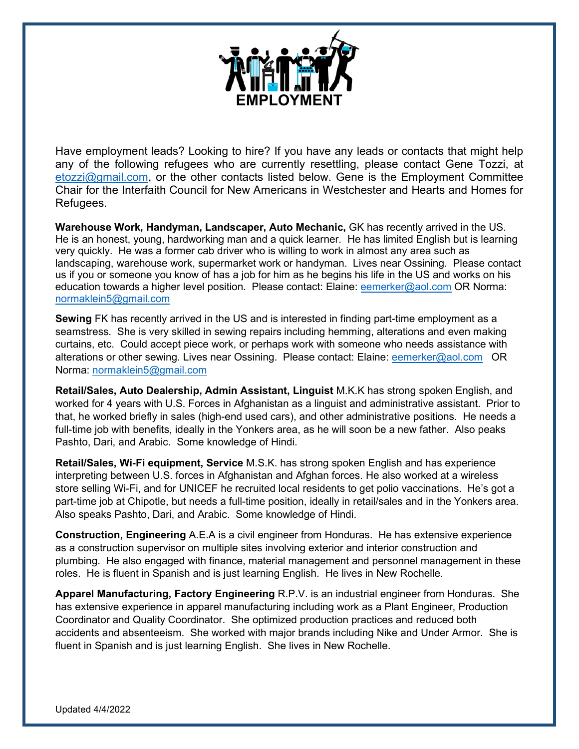# EMPLOYMENT

Have employment leads? Looking to hire? If you have any leads or contacts that might help any of the following refugees who are currently resettling, please contact Gene Tozzi, at etozzi@gmail.com, or the other contacts listed below. Gene is the Employment Committee Chair for the Interfaith Council for New Americans in Westchester and Hearts and Homes for Refugees.

**Warehouse Work, Handyman, Landscaper, Auto Mechanic,** GK has recently arrived in the US. He is an honest, young, hardworking man and a quick learner. He has limited English but is learning very quickly. He was a former cab driver who is willing to work in almost any area such as landscaping, warehouse work, supermarket work or handyman. Lives near Ossining. Please contact us if you or someone you know of has a job for him as he begins his life in the US and works on his education towards a higher level position. Please contact: Elaine: eemerker@aol.com OR Norma: normaklein5@gmail.com

**Sewing** FK has recently arrived in the US and is interested in finding part-time employment as a seamstress. She is very skilled in sewing repairs including hemming, alterations and even making curtains, etc. Could accept piece work, or perhaps work with someone who needs assistance with alterations or other sewing. Lives near Ossining. Please contact: Elaine: eemerker@aol.com OR Norma: normaklein5@gmail.com

**Retail/Sales, Auto Dealership, Admin Assistant, Linguist** M.K.K has strong spoken English, and worked for 4 years with U.S. Forces in Afghanistan as a linguist and administrative assistant. Prior to that, he worked briefly in sales (high-end used cars), and other administrative positions. He needs a full-time job with benefits, ideally in the Yonkers area, as he will soon be a new father. Also peaks Pashto, Dari, and Arabic. Some knowledge of Hindi.

**Retail/Sales, Wi-Fi equipment, Service** M.S.K. has strong spoken English and has experience interpreting between U.S. forces in Afghanistan and Afghan forces. He also worked at a wireless store selling Wi-Fi, and for UNICEF he recruited local residents to get polio vaccinations. He's got a part-time job at Chipotle, but needs a full-time position, ideally in retail/sales and in the Yonkers area. Also speaks Pashto, Dari, and Arabic. Some knowledge of Hindi.

**Construction, Engineering** A.E.A is a civil engineer from Honduras. He has extensive experience as a construction supervisor on multiple sites involving exterior and interior construction and plumbing. He also engaged with finance, material management and personnel management in these roles. He is fluent in Spanish and is just learning English. He lives in New Rochelle.

**Apparel Manufacturing, Factory Engineering** R.P.V. is an industrial engineer from Honduras. She has extensive experience in apparel manufacturing including work as a Plant Engineer, Production Coordinator and Quality Coordinator. She optimized production practices and reduced both accidents and absenteeism. She worked with major brands including Nike and Under Armor. She is fluent in Spanish and is just learning English. She lives in New Rochelle.

Updated 4/4/2022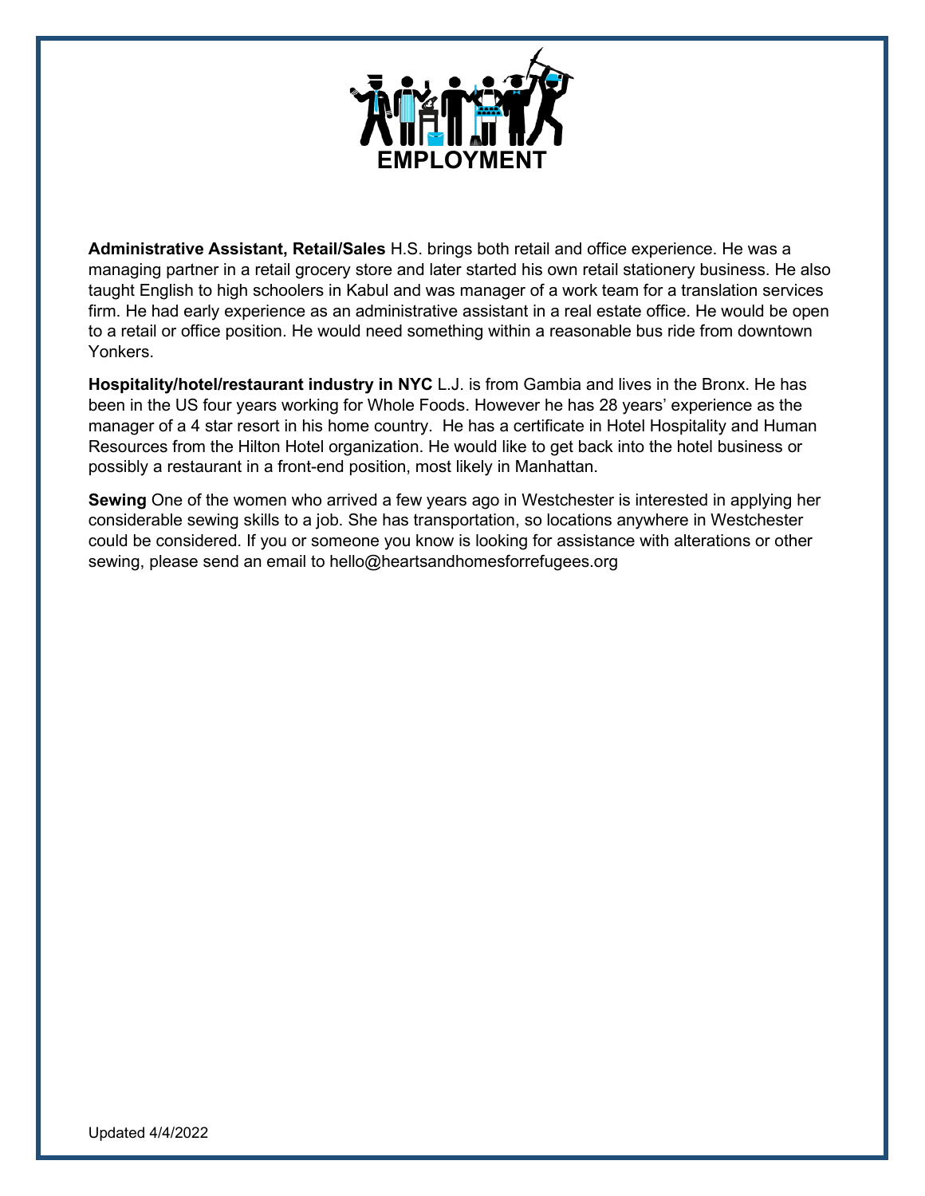# EMPLOYMENT

**Administrative Assistant, Retail/Sales** H.S. brings both retail and office experience. He was a managing partner in a retail grocery store and later started his own retail stationery business. He also taught English to high schoolers in Kabul and was manager of a work team for a translation services firm. He had early experience as an administrative assistant in a real estate office. He would be open to a retail or office position. He would need something within a reasonable bus ride from downtown Yonkers.

**Hospitality/hotel/restaurant industry in NYC** L.J. is from Gambia and lives in the Bronx. He has been in the US four years working for Whole Foods. However he has 28 years' experience as the manager of a 4 star resort in his home country. He has a certificate in Hotel Hospitality and Human Resources from the Hilton Hotel organization. He would like to get back into the hotel business or possibly a restaurant in a front-end position, most likely in Manhattan.

**Sewing** One of the women who arrived a few years ago in Westchester is interested in applying her considerable sewing skills to a job. She has transportation, so locations anywhere in Westchester could be considered. If you or someone you know is looking for assistance with alterations or other sewing, please send an email to hello@heartsandhomesforrefugees.org

Updated 4/4/2022